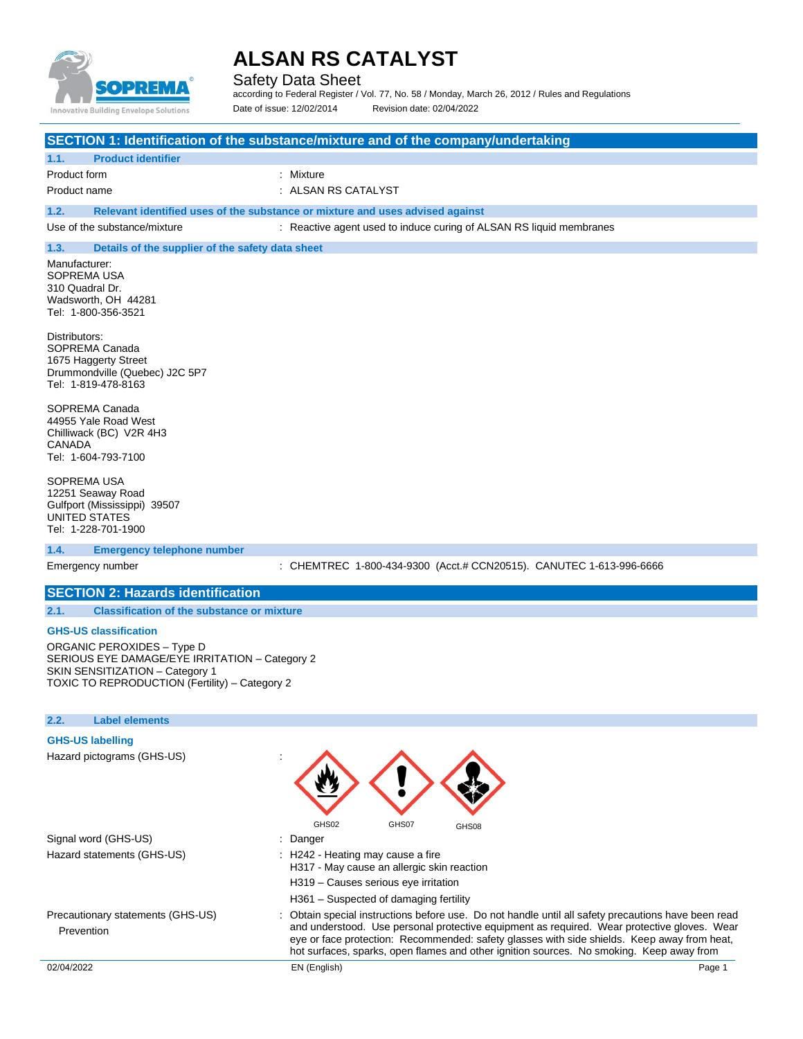# ALSAN RS CATALYST

Safety Data Sheet

according to Federal Register / Vol. 77, No. 58 / Monday, March 26, 2012 / Rules and Regulations

Date of issue: 12/02/2014 Revision date: 02/04/2022

## SECTION 1: Identification of the substance/mixture and of the company/undertaking

### 1.1. Product identifier

Product form : Mixture

Product name : ALSAN RS CATALYST

### 1.2. Relevant identified uses of the substance or mixture and uses advised against

Use of the substance/mixture : Reactive agent used to induce curing of ALSAN RS liquid membranes

### 1.3. Details of the supplier of the safety data sheet

Manufacturer:
SOPREMA USA
310 Quadral Dr.
Wadsworth, OH 44281
Tel: 1-800-356-3521

Distributors:
SOPREMA Canada
1675 Haggerty Street
Drummondville (Quebec) J2C 5P7
Tel: 1-819-478-8163

SOPREMA Canada
44955 Yale Road West
Chilliwack (BC) V2R 4H3
CANADA
Tel: 1-604-793-7100

SOPREMA USA
12251 Seaway Road
Gulfport (Mississippi) 39507
UNITED STATES
Tel: 1-228-701-1900

### 1.4. Emergency telephone number

Emergency number : CHEMTREC 1-800-434-9300 (Acct.# CCN20515). CANUTEC 1-613-996-6666

## SECTION 2: Hazards identification

### 2.1. Classification of the substance or mixture

**GHS-US classification**

ORGANIC PEROXIDES – Type D
SERIOUS EYE DAMAGE/EYE IRRITATION – Category 2
SKIN SENSITIZATION – Category 1
TOXIC TO REPRODUCTION (Fertility) – Category 2

### 2.2. Label elements

**GHS-US labelling**

Hazard pictograms (GHS-US) : GHS02 GHS07 GHS08

Signal word (GHS-US) : Danger

Hazard statements (GHS-US) : H242 - Heating may cause a fire
H317 - May cause an allergic skin reaction
H319 – Causes serious eye irritation
H361 – Suspected of damaging fertility

Precautionary statements (GHS-US)
Prevention : Obtain special instructions before use. Do not handle until all safety precautions have been read and understood. Use personal protective equipment as required. Wear protective gloves. Wear eye or face protection: Recommended: safety glasses with side shields. Keep away from heat, hot surfaces, sparks, open flames and other ignition sources. No smoking. Keep away from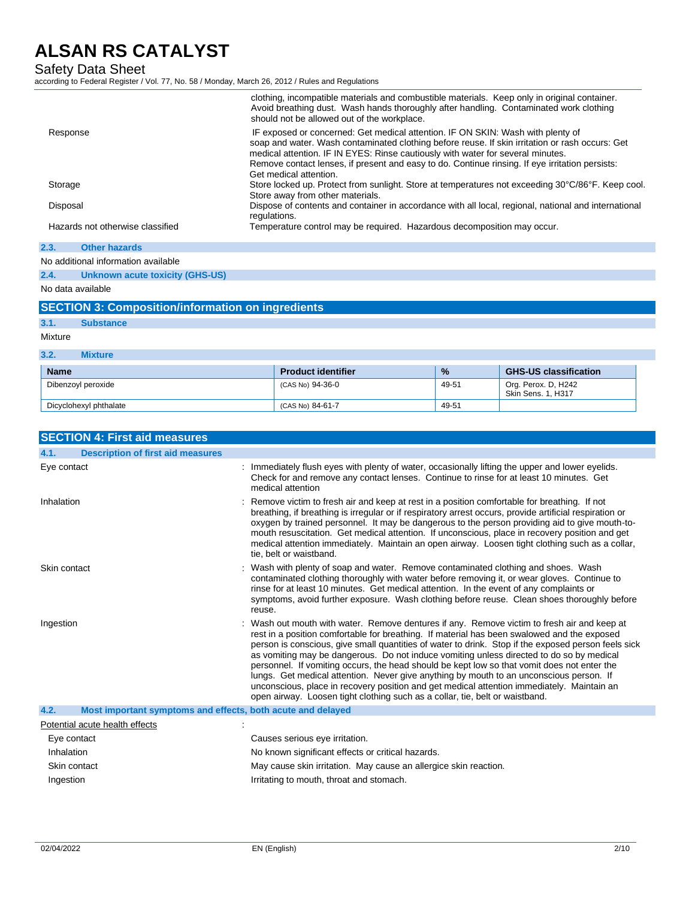| | |
|---|---|
| | clothing, incompatible materials and combustible materials. Keep only in original container. Avoid breathing dust. Wash hands thoroughly after handling. Contaminated work clothing should not be allowed out of the workplace. |
| Response | IF exposed or concerned: Get medical attention. IF ON SKIN: Wash with plenty of soap and water. Wash contaminated clothing before reuse. If skin irritation or rash occurs: Get medical attention. IF IN EYES: Rinse cautiously with water for several minutes. Remove contact lenses, if present and easy to do. Continue rinsing. If eye irritation persists: Get medical attention. |
| Storage | Store locked up. Protect from sunlight. Store at temperatures not exceeding 30°C/86°F. Keep cool. Store away from other materials. |
| Disposal | Dispose of contents and container in accordance with all local, regional, national and international regulations. |
| Hazards not otherwise classified | Temperature control may be required. Hazardous decomposition may occur. |

### 2.3. Other hazards

No additional information available

### 2.4. Unknown acute toxicity (GHS-US)

No data available

## SECTION 3: Composition/information on ingredients

### 3.1. Substance

Mixture

### 3.2. Mixture

| Name | Product identifier | % | GHS-US classification |
|---|---|---|---|
| Dibenzoyl peroxide | (CAS No) 94-36-0 | 49-51 | Org. Perox. D, H242<br>Skin Sens. 1, H317 |
| Dicyclohexyl phthalate | (CAS No) 84-61-7 | 49-51 | |

## SECTION 4: First aid measures

### 4.1. Description of first aid measures

| | |
|---|---|
| Eye contact | : Immediately flush eyes with plenty of water, occasionally lifting the upper and lower eyelids. Check for and remove any contact lenses. Continue to rinse for at least 10 minutes. Get medical attention |
| Inhalation | : Remove victim to fresh air and keep at rest in a position comfortable for breathing. If not breathing, if breathing is irregular or if respiratory arrest occurs, provide artificial respiration or oxygen by trained personnel. It may be dangerous to the person providing aid to give mouth-to-mouth resuscitation. Get medical attention. If unconscious, place in recovery position and get medical attention immediately. Maintain an open airway. Loosen tight clothing such as a collar, tie, belt or waistband. |
| Skin contact | : Wash with plenty of soap and water. Remove contaminated clothing and shoes. Wash contaminated clothing thoroughly with water before removing it, or wear gloves. Continue to rinse for at least 10 minutes. Get medical attention. In the event of any complaints or symptoms, avoid further exposure. Wash clothing before reuse. Clean shoes thoroughly before reuse. |
| Ingestion | : Wash out mouth with water. Remove dentures if any. Remove victim to fresh air and keep at rest in a position comfortable for breathing. If material has been swalowed and the exposed person is conscious, give small quantities of water to drink. Stop if the exposed person feels sick as vomiting may be dangerous. Do not induce vomiting unless directed to do so by medical personnel. If vomiting occurs, the head should be kept low so that vomit does not enter the lungs. Get medical attention. Never give anything by mouth to an unconscious person. If unconscious, place in recovery position and get medical attention immediately. Maintain an open airway. Loosen tight clothing such as a collar, tie, belt or waistband. |

### 4.2. Most important symptoms and effects, both acute and delayed

| Potential acute health effects | : |
|---|---|
| Eye contact | Causes serious eye irritation. |
| Inhalation | No known significant effects or critical hazards. |
| Skin contact | May cause skin irritation. May cause an allergice skin reaction. |
| Ingestion | Irritating to mouth, throat and stomach. |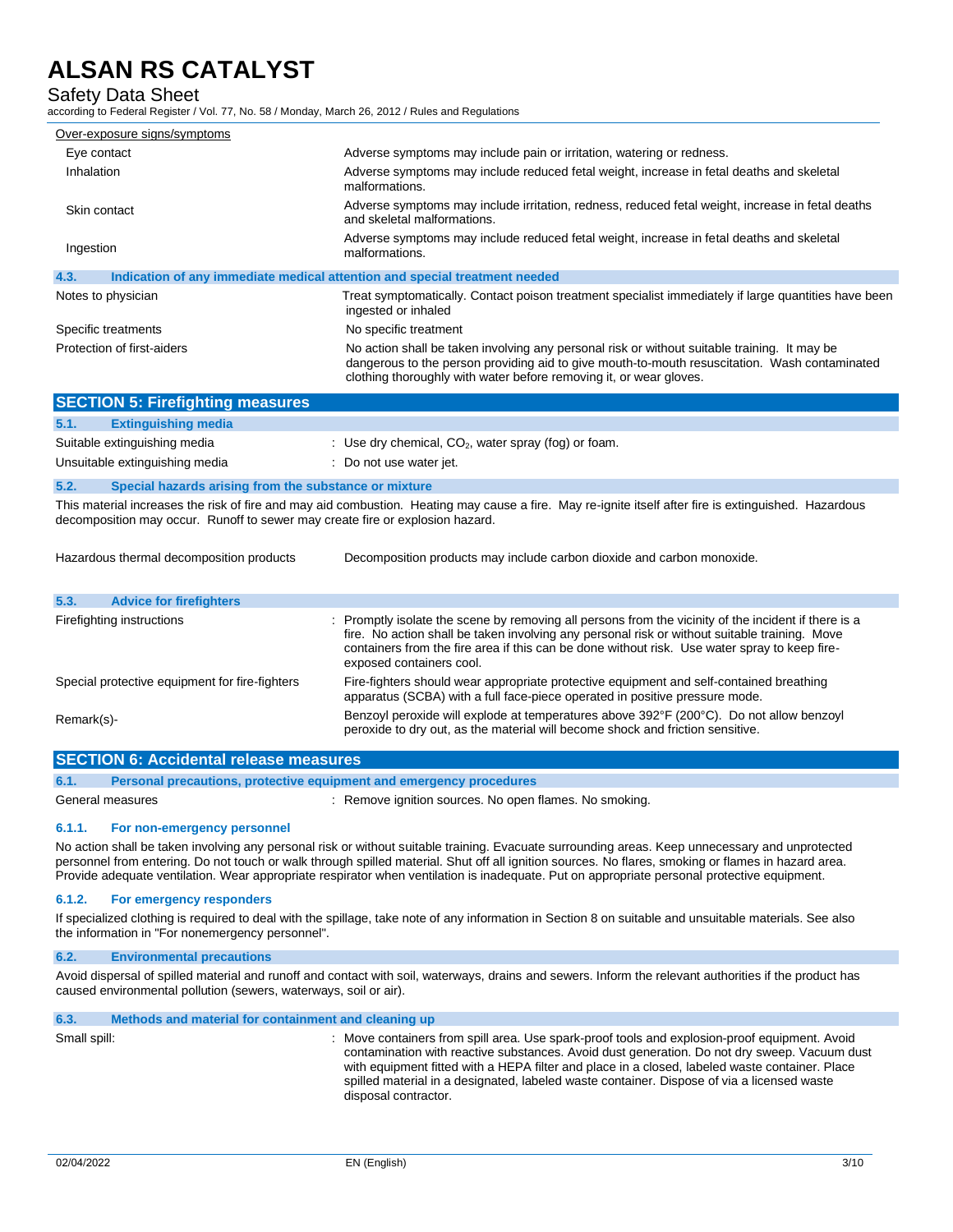Over-exposure signs/symptoms

| | |
|---|---|
| Eye contact | Adverse symptoms may include pain or irritation, watering or redness. |
| Inhalation | Adverse symptoms may include reduced fetal weight, increase in fetal deaths and skeletal malformations. |
| Skin contact | Adverse symptoms may include irritation, redness, reduced fetal weight, increase in fetal deaths and skeletal malformations. |
| Ingestion | Adverse symptoms may include reduced fetal weight, increase in fetal deaths and skeletal malformations. |

### 4.3. Indication of any immediate medical attention and special treatment needed

| | |
|---|---|
| Notes to physician | Treat symptomatically. Contact poison treatment specialist immediately if large quantities have been ingested or inhaled |
| Specific treatments | No specific treatment |
| Protection of first-aiders | No action shall be taken involving any personal risk or without suitable training. It may be dangerous to the person providing aid to give mouth-to-mouth resuscitation. Wash contaminated clothing thoroughly with water before removing it, or wear gloves. |

## SECTION 5: Firefighting measures

### 5.1. Extinguishing media

| | |
|---|---|
| Suitable extinguishing media | : Use dry chemical, $CO_2$, water spray (fog) or foam. |
| Unsuitable extinguishing media | : Do not use water jet. |

### 5.2. Special hazards arising from the substance or mixture

This material increases the risk of fire and may aid combustion. Heating may cause a fire. May re-ignite itself after fire is extinguished. Hazardous decomposition may occur. Runoff to sewer may create fire or explosion hazard.

| | |
|---|---|
| Hazardous thermal decomposition products | Decomposition products may include carbon dioxide and carbon monoxide. |

### 5.3. Advice for firefighters

| | |
|---|---|
| Firefighting instructions | : Promptly isolate the scene by removing all persons from the vicinity of the incident if there is a fire. No action shall be taken involving any personal risk or without suitable training. Move containers from the fire area if this can be done without risk. Use water spray to keep fire-exposed containers cool. |
| Special protective equipment for fire-fighters | Fire-fighters should wear appropriate protective equipment and self-contained breathing apparatus (SCBA) with a full face-piece operated in positive pressure mode. |
| Remark(s)- | Benzoyl peroxide will explode at temperatures above 392°F (200°C). Do not allow benzoyl peroxide to dry out, as the material will become shock and friction sensitive. |

## SECTION 6: Accidental release measures

### 6.1. Personal precautions, protective equipment and emergency procedures

| | |
|---|---|
| General measures | : Remove ignition sources. No open flames. No smoking. |

#### 6.1.1. For non-emergency personnel

No action shall be taken involving any personal risk or without suitable training. Evacuate surrounding areas. Keep unnecessary and unprotected personnel from entering. Do not touch or walk through spilled material. Shut off all ignition sources. No flares, smoking or flames in hazard area. Provide adequate ventilation. Wear appropriate respirator when ventilation is inadequate. Put on appropriate personal protective equipment.

#### 6.1.2. For emergency responders

If specialized clothing is required to deal with the spillage, take note of any information in Section 8 on suitable and unsuitable materials. See also the information in "For nonemergency personnel".

### 6.2. Environmental precautions

Avoid dispersal of spilled material and runoff and contact with soil, waterways, drains and sewers. Inform the relevant authorities if the product has caused environmental pollution (sewers, waterways, soil or air).

### 6.3. Methods and material for containment and cleaning up

| | |
|---|---|
| Small spill: | : Move containers from spill area. Use spark-proof tools and explosion-proof equipment. Avoid contamination with reactive substances. Avoid dust generation. Do not dry sweep. Vacuum dust with equipment fitted with a HEPA filter and place in a closed, labeled waste container. Place spilled material in a designated, labeled waste container. Dispose of via a licensed waste disposal contractor. |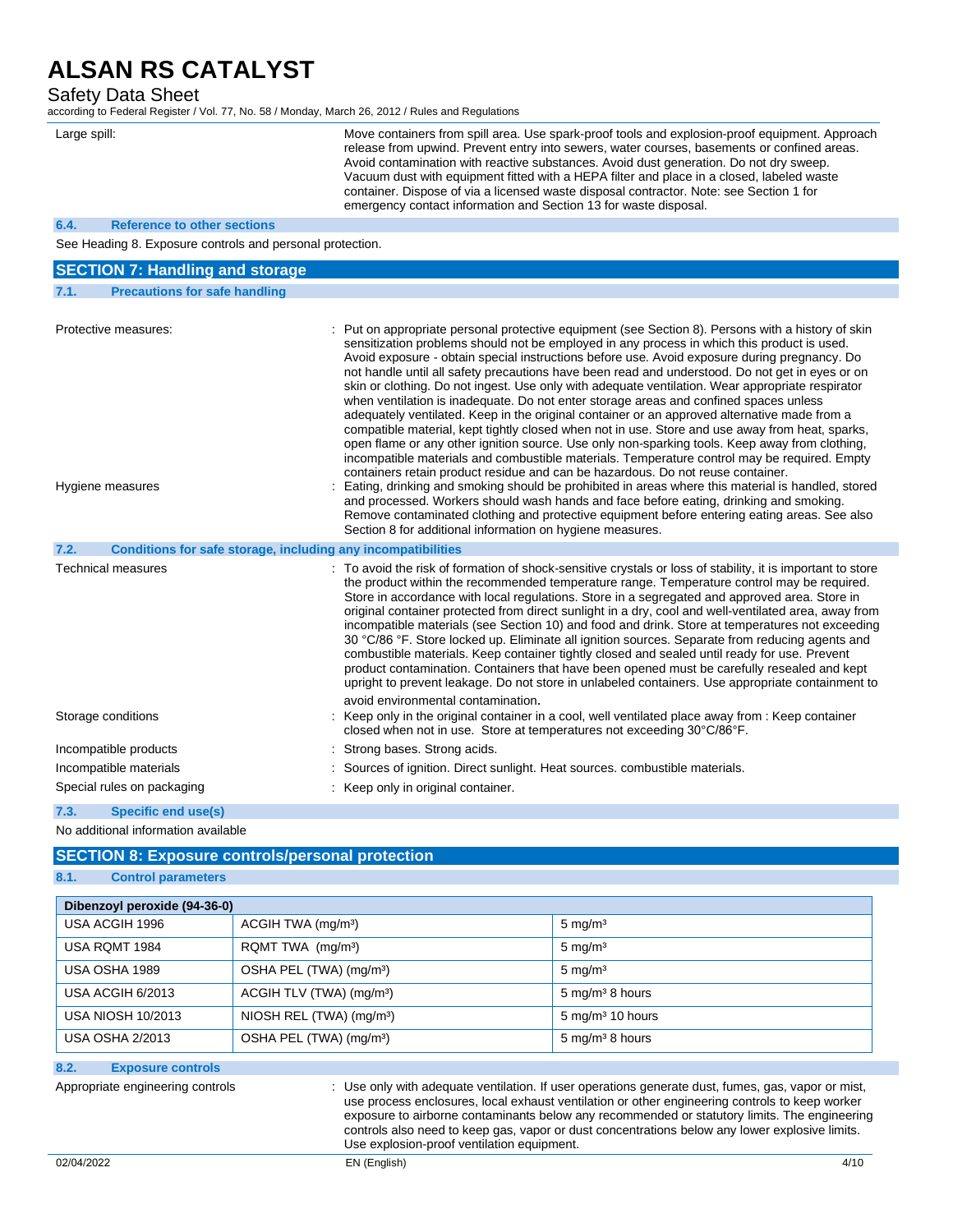| | |
|---|---|
| Large spill: | Move containers from spill area. Use spark-proof tools and explosion-proof equipment. Approach release from upwind. Prevent entry into sewers, water courses, basements or confined areas. Avoid contamination with reactive substances. Avoid dust generation. Do not dry sweep. Vacuum dust with equipment fitted with a HEPA filter and place in a closed, labeled waste container. Dispose of via a licensed waste disposal contractor. Note: see Section 1 for emergency contact information and Section 13 for waste disposal. |

### 6.4. Reference to other sections

See Heading 8. Exposure controls and personal protection.

## SECTION 7: Handling and storage

### 7.1. Precautions for safe handling

| | |
|---|---|
| Protective measures: | : Put on appropriate personal protective equipment (see Section 8). Persons with a history of skin sensitization problems should not be employed in any process in which this product is used. Avoid exposure - obtain special instructions before use. Avoid exposure during pregnancy. Do not handle until all safety precautions have been read and understood. Do not get in eyes or on skin or clothing. Do not ingest. Use only with adequate ventilation. Wear appropriate respirator when ventilation is inadequate. Do not enter storage areas and confined spaces unless adequately ventilated. Keep in the original container or an approved alternative made from a compatible material, kept tightly closed when not in use. Store and use away from heat, sparks, open flame or any other ignition source. Use only non-sparking tools. Keep away from clothing, incompatible materials and combustible materials. Temperature control may be required. Empty containers retain product residue and can be hazardous. Do not reuse container. |
| Hygiene measures | : Eating, drinking and smoking should be prohibited in areas where this material is handled, stored and processed. Workers should wash hands and face before eating, drinking and smoking. Remove contaminated clothing and protective equipment before entering eating areas. See also Section 8 for additional information on hygiene measures. |

### 7.2. Conditions for safe storage, including any incompatibilities

| | |
|---|---|
| Technical measures | : To avoid the risk of formation of shock-sensitive crystals or loss of stability, it is important to store the product within the recommended temperature range. Temperature control may be required. Store in accordance with local regulations. Store in a segregated and approved area. Store in original container protected from direct sunlight in a dry, cool and well-ventilated area, away from incompatible materials (see Section 10) and food and drink. Store at temperatures not exceeding 30 °C/86 °F. Store locked up. Eliminate all ignition sources. Separate from reducing agents and combustible materials. Keep container tightly closed and sealed until ready for use. Prevent product contamination. Containers that have been opened must be carefully resealed and kept upright to prevent leakage. Do not store in unlabeled containers. Use appropriate containment to avoid environmental contamination. |
| Storage conditions | : Keep only in the original container in a cool, well ventilated place away from : Keep container closed when not in use. Store at temperatures not exceeding 30°C/86°F. |
| Incompatible products | : Strong bases. Strong acids. |
| Incompatible materials | : Sources of ignition. Direct sunlight. Heat sources. combustible materials. |
| Special rules on packaging | : Keep only in original container. |

### 7.3. Specific end use(s)

No additional information available

## SECTION 8: Exposure controls/personal protection

### 8.1. Control parameters

| Dibenzoyl peroxide (94-36-0) | | |
|---|---|---|
| USA ACGIH 1996 | ACGIH TWA (mg/m³) | 5 mg/m³ |
| USA RQMT 1984 | RQMT TWA (mg/m³) | 5 mg/m³ |
| USA OSHA 1989 | OSHA PEL (TWA) (mg/m³) | 5 mg/m³ |
| USA ACGIH 6/2013 | ACGIH TLV (TWA) (mg/m³) | 5 mg/m³ 8 hours |
| USA NIOSH 10/2013 | NIOSH REL (TWA) (mg/m³) | 5 mg/m³ 10 hours |
| USA OSHA 2/2013 | OSHA PEL (TWA) (mg/m³) | 5 mg/m³ 8 hours |

### 8.2. Exposure controls

| | |
|---|---|
| Appropriate engineering controls | : Use only with adequate ventilation. If user operations generate dust, fumes, gas, vapor or mist, use process enclosures, local exhaust ventilation or other engineering controls to keep worker exposure to airborne contaminants below any recommended or statutory limits. The engineering controls also need to keep gas, vapor or dust concentrations below any lower explosive limits. Use explosion-proof ventilation equipment. |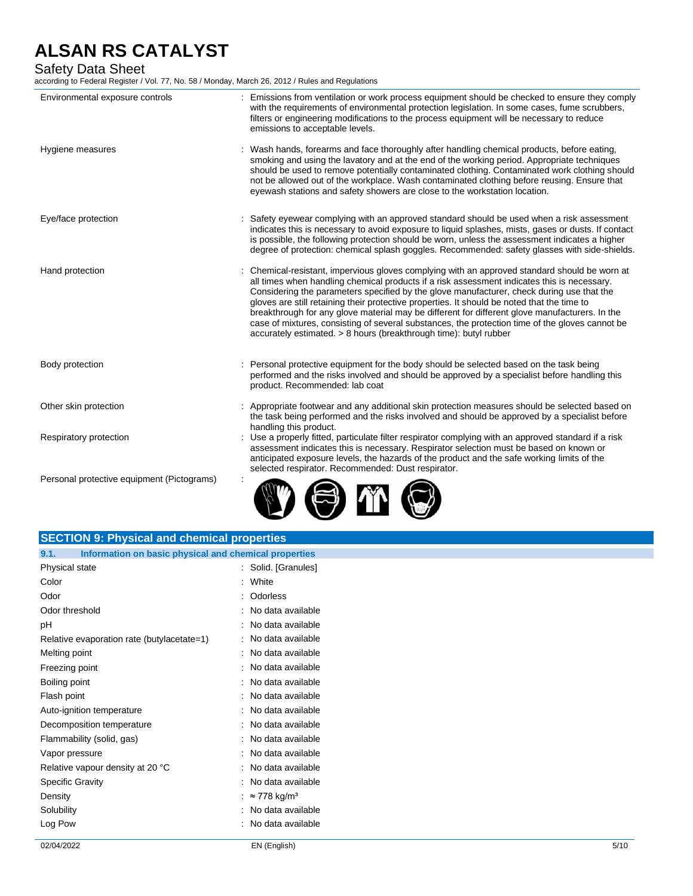| | |
|---|---|
| Environmental exposure controls | : Emissions from ventilation or work process equipment should be checked to ensure they comply with the requirements of environmental protection legislation. In some cases, fume scrubbers, filters or engineering modifications to the process equipment will be necessary to reduce emissions to acceptable levels. |
| Hygiene measures | : Wash hands, forearms and face thoroughly after handling chemical products, before eating, smoking and using the lavatory and at the end of the working period. Appropriate techniques should be used to remove potentially contaminated clothing. Contaminated work clothing should not be allowed out of the workplace. Wash contaminated clothing before reusing. Ensure that eyewash stations and safety showers are close to the workstation location. |
| Eye/face protection | : Safety eyewear complying with an approved standard should be used when a risk assessment indicates this is necessary to avoid exposure to liquid splashes, mists, gases or dusts. If contact is possible, the following protection should be worn, unless the assessment indicates a higher degree of protection: chemical splash goggles. Recommended: safety glasses with side-shields. |
| Hand protection | : Chemical-resistant, impervious gloves complying with an approved standard should be worn at all times when handling chemical products if a risk assessment indicates this is necessary. Considering the parameters specified by the glove manufacturer, check during use that the gloves are still retaining their protective properties. It should be noted that the time to breakthrough for any glove material may be different for different glove manufacturers. In the case of mixtures, consisting of several substances, the protection time of the gloves cannot be accurately estimated. > 8 hours (breakthrough time): butyl rubber |
| Body protection | : Personal protective equipment for the body should be selected based on the task being performed and the risks involved and should be approved by a specialist before handling this product. Recommended: lab coat |
| Other skin protection | : Appropriate footwear and any additional skin protection measures should be selected based on the task being performed and the risks involved and should be approved by a specialist before handling this product. |
| Respiratory protection | : Use a properly fitted, particulate filter respirator complying with an approved standard if a risk assessment indicates this is necessary. Respirator selection must be based on known or anticipated exposure levels, the hazards of the product and the safe working limits of the selected respirator. Recommended: Dust respirator. |
| Personal protective equipment (Pictograms) | : |

## SECTION 9: Physical and chemical properties

### 9.1. Information on basic physical and chemical properties

| | |
|---|---|
| Physical state | : Solid. [Granules] |
| Color | : White |
| Odor | : Odorless |
| Odor threshold | : No data available |
| pH | : No data available |
| Relative evaporation rate (butylacetate=1) | : No data available |
| Melting point | : No data available |
| Freezing point | : No data available |
| Boiling point | : No data available |
| Flash point | : No data available |
| Auto-ignition temperature | : No data available |
| Decomposition temperature | : No data available |
| Flammability (solid, gas) | : No data available |
| Vapor pressure | : No data available |
| Relative vapour density at 20 °C | : No data available |
| Specific Gravity | : No data available |
| Density | : ≈ 778 kg/m³ |
| Solubility | : No data available |
| Log Pow | : No data available |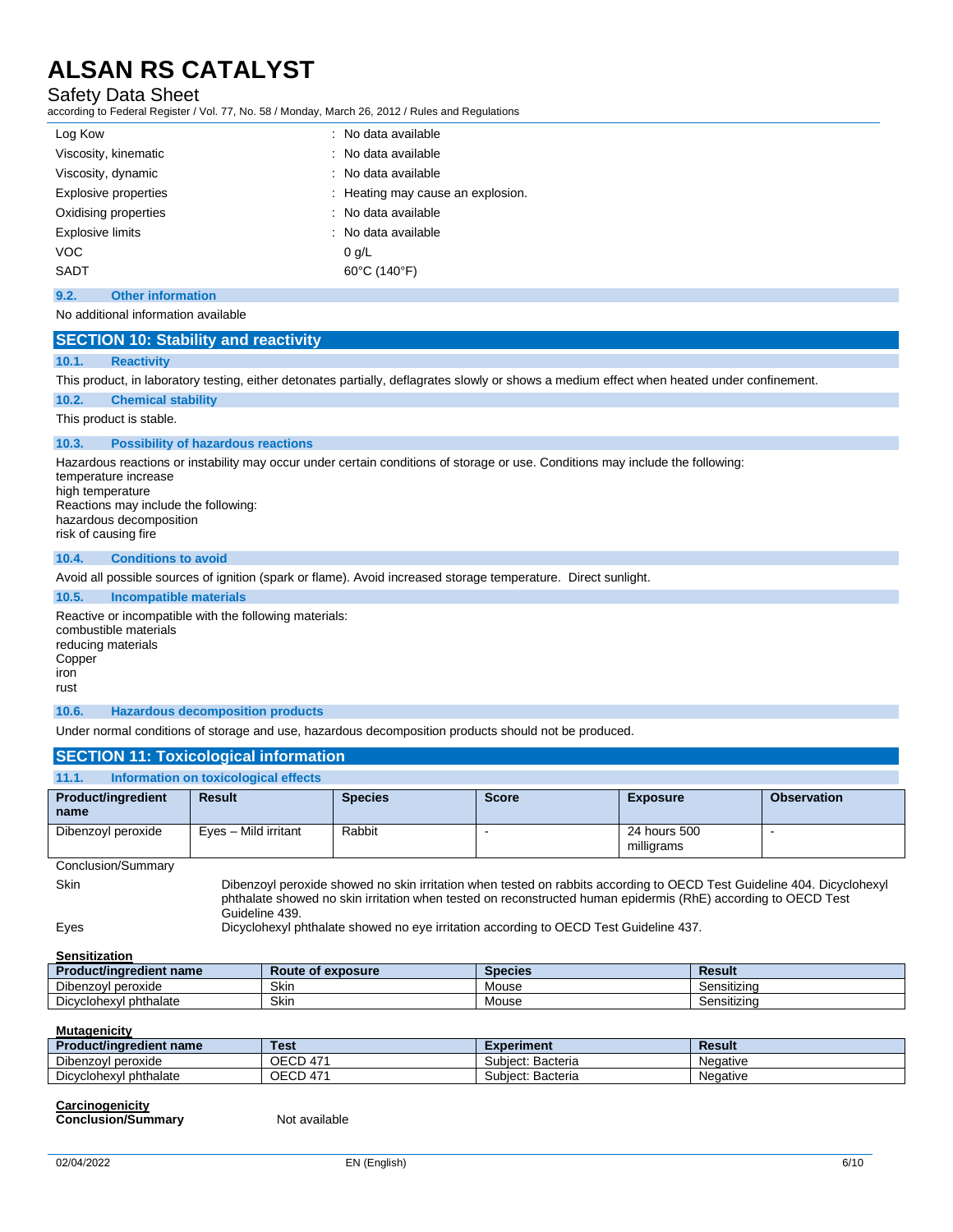| | | |
|---|---|---|
| Log Kow | : | No data available |
| Viscosity, kinematic | : | No data available |
| Viscosity, dynamic | : | No data available |
| Explosive properties | : | Heating may cause an explosion. |
| Oxidising properties | : | No data available |
| Explosive limits | : | No data available |
| VOC | | 0 g/L |
| SADT | | 60°C (140°F) |

### 9.2. Other information

No additional information available

## SECTION 10: Stability and reactivity

### 10.1. Reactivity

This product, in laboratory testing, either detonates partially, deflagrates slowly or shows a medium effect when heated under confinement.

### 10.2. Chemical stability

This product is stable.

### 10.3. Possibility of hazardous reactions

Hazardous reactions or instability may occur under certain conditions of storage or use. Conditions may include the following:
temperature increase
high temperature
Reactions may include the following:
hazardous decomposition
risk of causing fire

### 10.4. Conditions to avoid

Avoid all possible sources of ignition (spark or flame). Avoid increased storage temperature. Direct sunlight.

### 10.5. Incompatible materials

Reactive or incompatible with the following materials:
combustible materials
reducing materials
Copper
iron
rust

### 10.6. Hazardous decomposition products

Under normal conditions of storage and use, hazardous decomposition products should not be produced.

## SECTION 11: Toxicological information

### 11.1. Information on toxicological effects

| Product/ingredient name | Result | Species | Score | Exposure | Observation |
|---|---|---|---|---|---|
| Dibenzoyl peroxide | Eyes – Mild irritant | Rabbit | - | 24 hours 500 milligrams | - |

Conclusion/Summary

| | |
|---|---|
| Skin | Dibenzoyl peroxide showed no skin irritation when tested on rabbits according to OECD Test Guideline 404. Dicyclohexyl phthalate showed no skin irritation when tested on reconstructed human epidermis (RhE) according to OECD Test Guideline 439. |
| Eyes | Dicyclohexyl phthalate showed no eye irritation according to OECD Test Guideline 437. |

**Sensitization**

| Product/ingredient name | Route of exposure | Species | Result |
|---|---|---|---|
| Dibenzoyl peroxide | Skin | Mouse | Sensitizing |
| Dicyclohexyl phthalate | Skin | Mouse | Sensitizing |

**Mutagenicity**

| Product/ingredient name | Test | Experiment | Result |
|---|---|---|---|
| Dibenzoyl peroxide | OECD 471 | Subject: Bacteria | Negative |
| Dicyclohexyl phthalate | OECD 471 | Subject: Bacteria | Negative |

**Carcinogenicity**

**Conclusion/Summary** : Not available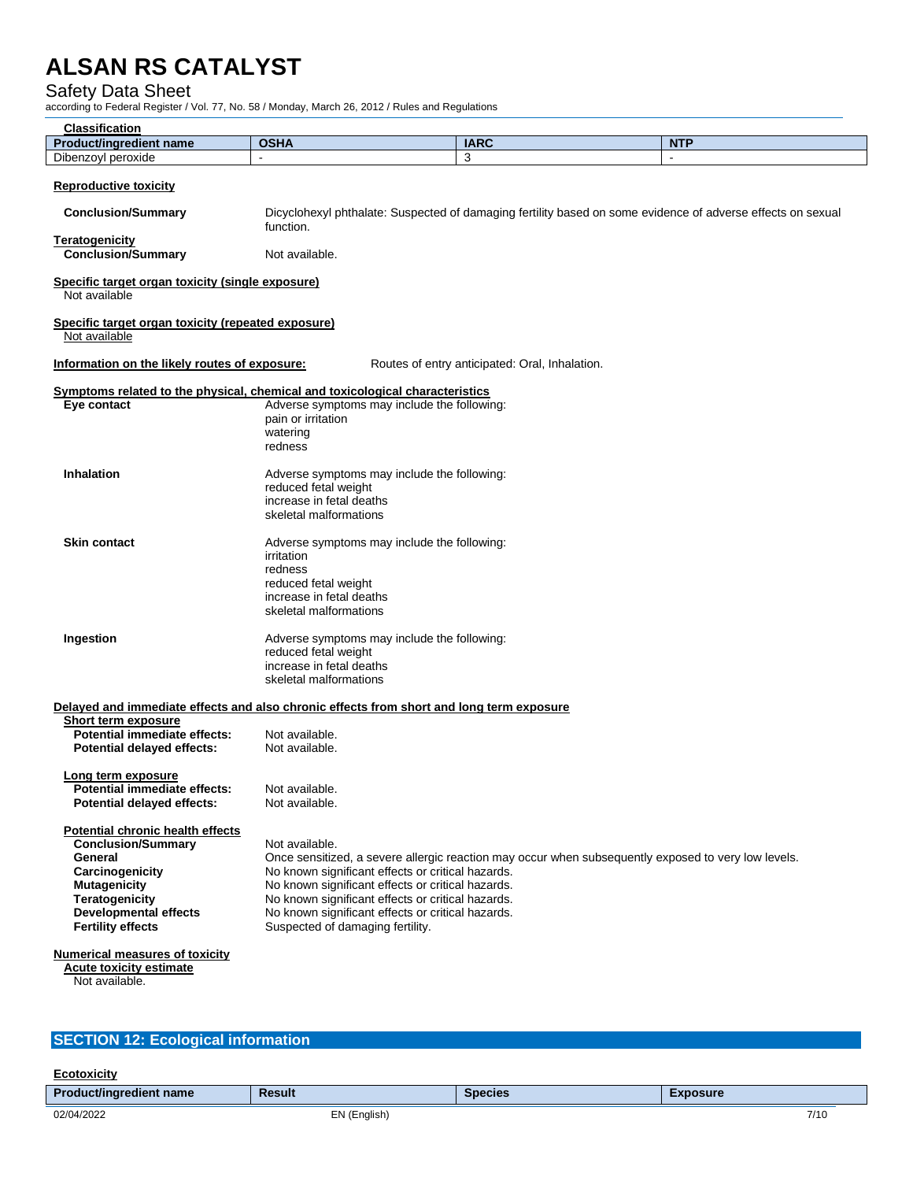**Classification**

| Product/ingredient name | OSHA | IARC | NTP |
|---|---|---|---|
| Dibenzoyl peroxide | - | 3 | - |

**Reproductive toxicity**

**Conclusion/Summary** Dicyclohexyl phthalate: Suspected of damaging fertility based on some evidence of adverse effects on sexual function.

**Teratogenicity**

**Conclusion/Summary** Not available.

**Specific target organ toxicity (single exposure)**

Not available

**Specific target organ toxicity (repeated exposure)**

Not available

**Information on the likely routes of exposure:** Routes of entry anticipated: Oral, Inhalation.

**Symptoms related to the physical, chemical and toxicological characteristics**

**Eye contact**
Adverse symptoms may include the following:
pain or irritation
watering
redness

**Inhalation**
Adverse symptoms may include the following:
reduced fetal weight
increase in fetal deaths
skeletal malformations

**Skin contact**
Adverse symptoms may include the following:
irritation
redness
reduced fetal weight
increase in fetal deaths
skeletal malformations

**Ingestion**
Adverse symptoms may include the following:
reduced fetal weight
increase in fetal deaths
skeletal malformations

**Delayed and immediate effects and also chronic effects from short and long term exposure**

**Short term exposure**

**Potential immediate effects:** Not available.
**Potential delayed effects:** Not available.

**Long term exposure**

**Potential immediate effects:** Not available.
**Potential delayed effects:** Not available.

**Potential chronic health effects**

**Conclusion/Summary** Not available.
**General** Once sensitized, a severe allergic reaction may occur when subsequently exposed to very low levels.
**Carcinogenicity** No known significant effects or critical hazards.
**Mutagenicity** No known significant effects or critical hazards.
**Teratogenicity** No known significant effects or critical hazards.
**Developmental effects** No known significant effects or critical hazards.
**Fertility effects** Suspected of damaging fertility.

**Numerical measures of toxicity**

**Acute toxicity estimate**

Not available.

## SECTION 12: Ecological information

**Ecotoxicity**

| Product/ingredient name | Result | Species | Exposure |
|---|---|---|---|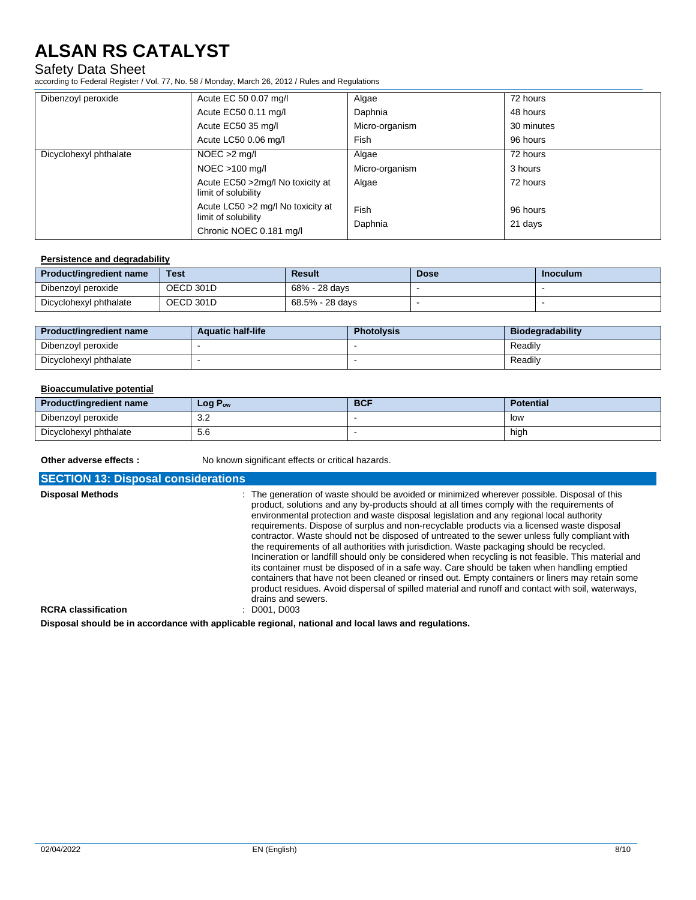| | | | |
|---|---|---|---|
| Dibenzoyl peroxide | Acute EC 50 0.07 mg/l | Algae | 72 hours |
| | Acute EC50 0.11 mg/l | Daphnia | 48 hours |
| | Acute EC50 35 mg/l | Micro-organism | 30 minutes |
| | Acute LC50 0.06 mg/l | Fish | 96 hours |
| Dicyclohexyl phthalate | NOEC >2 mg/l | Algae | 72 hours |
| | NOEC >100 mg/l | Micro-organism | 3 hours |
| | Acute EC50 >2mg/l No toxicity at limit of solubility | Algae | 72 hours |
| | Acute LC50 >2 mg/l No toxicity at limit of solubility | Fish | 96 hours |
| | Chronic NOEC 0.181 mg/l | Daphnia | 21 days |

**Persistence and degradability**

| Product/ingredient name | Test | Result | Dose | Inoculum |
|---|---|---|---|---|
| Dibenzoyl peroxide | OECD 301D | 68% - 28 days | - | - |
| Dicyclohexyl phthalate | OECD 301D | 68.5% - 28 days | - | - |

| Product/ingredient name | Aquatic half-life | Photolysis | Biodegradability |
|---|---|---|---|
| Dibenzoyl peroxide | - | - | Readily |
| Dicyclohexyl phthalate | - | - | Readily |

**Bioaccumulative potential**

| Product/ingredient name | Log $P_{ow}$ | BCF | Potential |
|---|---|---|---|
| Dibenzoyl peroxide | 3.2 | - | low |
| Dicyclohexyl phthalate | 5.6 | - | high |

**Other adverse effects :** No known significant effects or critical hazards.

## SECTION 13: Disposal considerations

**Disposal Methods** : The generation of waste should be avoided or minimized wherever possible. Disposal of this product, solutions and any by-products should at all times comply with the requirements of environmental protection and waste disposal legislation and any regional local authority requirements. Dispose of surplus and non-recyclable products via a licensed waste disposal contractor. Waste should not be disposed of untreated to the sewer unless fully compliant with the requirements of all authorities with jurisdiction. Waste packaging should be recycled. Incineration or landfill should only be considered when recycling is not feasible. This material and its container must be disposed of in a safe way. Care should be taken when handling emptied containers that have not been cleaned or rinsed out. Empty containers or liners may retain some product residues. Avoid dispersal of spilled material and runoff and contact with soil, waterways, drains and sewers.

**RCRA classification** : D001, D003

**Disposal should be in accordance with applicable regional, national and local laws and regulations.**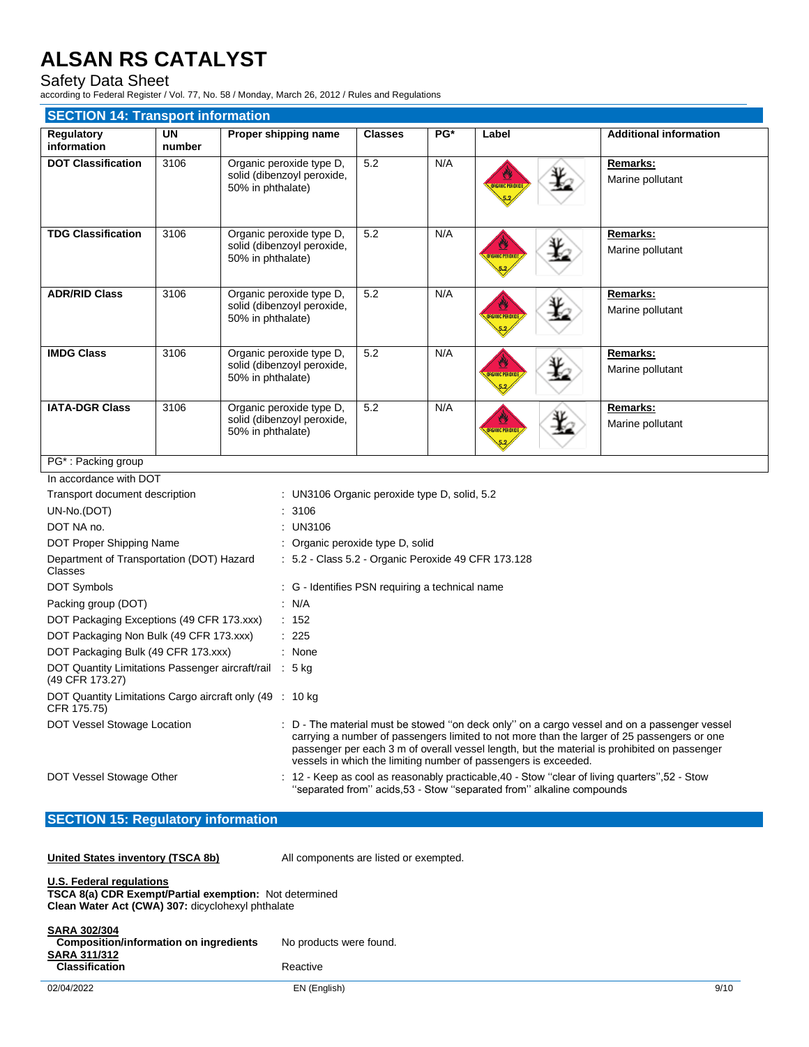## SECTION 14: Transport information

| Regulatory information | UN number | Proper shipping name | Classes | PG* | Label | Additional information |
|---|---|---|---|---|---|---|
| **DOT Classification** | 3106 | Organic peroxide type D, solid (dibenzoyl peroxide, 50% in phthalate) | 5.2 | N/A | | **Remarks:** Marine pollutant |
| **TDG Classification** | 3106 | Organic peroxide type D, solid (dibenzoyl peroxide, 50% in phthalate) | 5.2 | N/A | | **Remarks:** Marine pollutant |
| **ADR/RID Class** | 3106 | Organic peroxide type D, solid (dibenzoyl peroxide, 50% in phthalate) | 5.2 | N/A | | **Remarks:** Marine pollutant |
| **IMDG Class** | 3106 | Organic peroxide type D, solid (dibenzoyl peroxide, 50% in phthalate) | 5.2 | N/A | | **Remarks:** Marine pollutant |
| **IATA-DGR Class** | 3106 | Organic peroxide type D, solid (dibenzoyl peroxide, 50% in phthalate) | 5.2 | N/A | | **Remarks:** Marine pollutant |

PG* : Packing group

In accordance with DOT

| | |
|---|---|
| Transport document description | : UN3106 Organic peroxide type D, solid, 5.2 |
| UN-No.(DOT) | : 3106 |
| DOT NA no. | : UN3106 |
| DOT Proper Shipping Name | : Organic peroxide type D, solid |
| Department of Transportation (DOT) Hazard Classes | : 5.2 - Class 5.2 - Organic Peroxide 49 CFR 173.128 |
| DOT Symbols | : G - Identifies PSN requiring a technical name |
| Packing group (DOT) | : N/A |
| DOT Packaging Exceptions (49 CFR 173.xxx) | : 152 |
| DOT Packaging Non Bulk (49 CFR 173.xxx) | : 225 |
| DOT Packaging Bulk (49 CFR 173.xxx) | : None |
| DOT Quantity Limitations Passenger aircraft/rail (49 CFR 173.27) | : 5 kg |
| DOT Quantity Limitations Cargo aircraft only (49 CFR 175.75) | : 10 kg |
| DOT Vessel Stowage Location | : D - The material must be stowed ''on deck only'' on a cargo vessel and on a passenger vessel carrying a number of passengers limited to not more than the larger of 25 passengers or one passenger per each 3 m of overall vessel length, but the material is prohibited on passenger vessels in which the limiting number of passengers is exceeded. |
| DOT Vessel Stowage Other | : 12 - Keep as cool as reasonably practicable,40 - Stow ''clear of living quarters'',52 - Stow ''separated from'' acids,53 - Stow ''separated from'' alkaline compounds |

## SECTION 15: Regulatory information

**United States inventory (TSCA 8b)** All components are listed or exempted.

**U.S. Federal regulations**
**TSCA 8(a) CDR Exempt/Partial exemption:** Not determined
**Clean Water Act (CWA) 307:** dicyclohexyl phthalate

**SARA 302/304**
**Composition/information on ingredients** No products were found.
**SARA 311/312**
**Classification** Reactive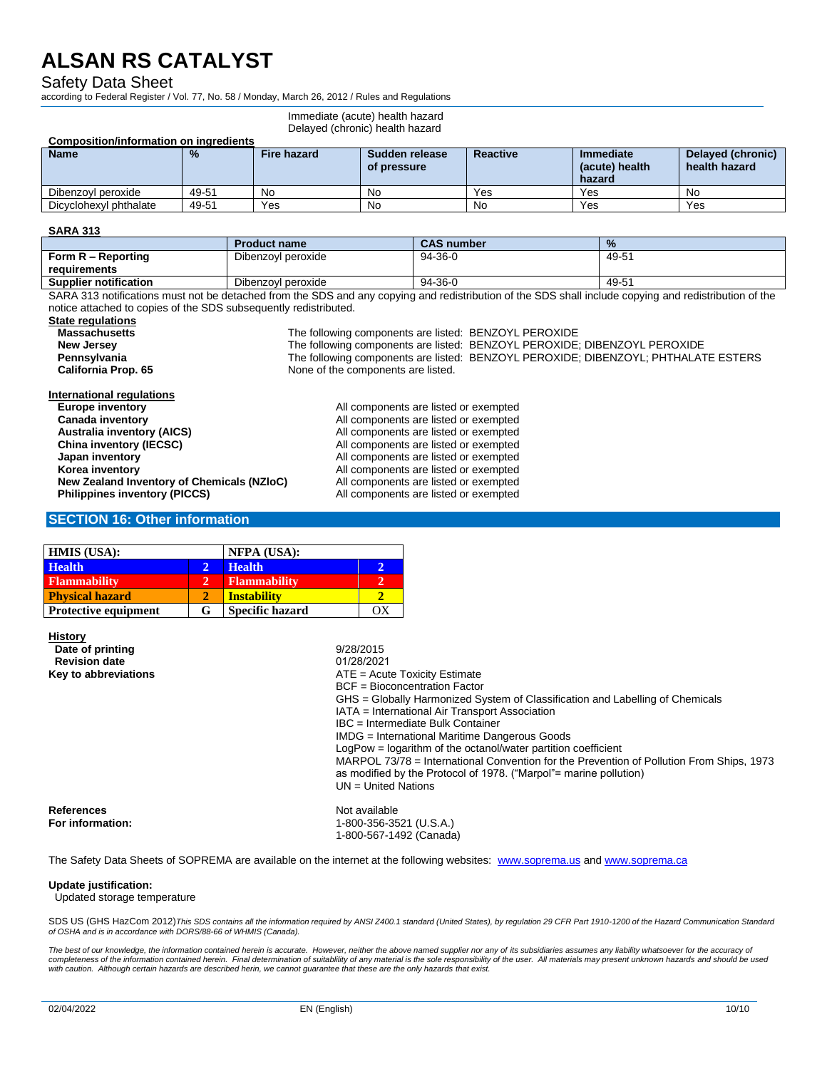Immediate (acute) health hazard
Delayed (chronic) health hazard

**Composition/information on ingredients**

| Name | % | Fire hazard | Sudden release of pressure | Reactive | Immediate (acute) health hazard | Delayed (chronic) health hazard |
|---|---|---|---|---|---|---|
| Dibenzoyl peroxide | 49-51 | No | No | Yes | Yes | No |
| Dicyclohexyl phthalate | 49-51 | Yes | No | No | Yes | Yes |

**SARA 313**

| | Product name | CAS number | % |
|---|---|---|---|
| **Form R – Reporting requirements** | Dibenzoyl peroxide | 94-36-0 | 49-51 |
| **Supplier notification** | Dibenzoyl peroxide | 94-36-0 | 49-51 |

SARA 313 notifications must not be detached from the SDS and any copying and redistribution of the SDS shall include copying and redistribution of the notice attached to copies of the SDS subsequently redistributed.

**State regulations**

**Massachusetts** The following components are listed: BENZOYL PEROXIDE
**New Jersey** The following components are listed: BENZOYL PEROXIDE; DIBENZOYL PEROXIDE
**Pennsylvania** The following components are listed: BENZOYL PEROXIDE; DIBENZOYL; PHTHALATE ESTERS
**California Prop. 65** None of the components are listed.

**International regulations**

**Europe inventory** All components are listed or exempted
**Canada inventory** All components are listed or exempted
**Australia inventory (AICS)** All components are listed or exempted
**China inventory (IECSC)** All components are listed or exempted
**Japan inventory** All components are listed or exempted
**Korea inventory** All components are listed or exempted
**New Zealand Inventory of Chemicals (NZIoC)** All components are listed or exempted
**Philippines inventory (PICCS)** All components are listed or exempted

## SECTION 16: Other information

| HMIS (USA): | | NFPA (USA): | |
|---|---|---|---|
| Health | 2 | Health | 2 |
| Flammability | 2 | Flammability | 2 |
| Physical hazard | 2 | Instability | 2 |
| Protective equipment | G | Specific hazard | OX |

**History**

**Date of printing** 9/28/2015
**Revision date** 01/28/2021
**Key to abbreviations**
ATE = Acute Toxicity Estimate
BCF = Bioconcentration Factor
GHS = Globally Harmonized System of Classification and Labelling of Chemicals
IATA = International Air Transport Association
IBC = Intermediate Bulk Container
IMDG = International Maritime Dangerous Goods
LogPow = logarithm of the octanol/water partition coefficient
MARPOL 73/78 = International Convention for the Prevention of Pollution From Ships, 1973 as modified by the Protocol of 1978. ("Marpol"= marine pollution)
UN = United Nations

**References** Not available
**For information:** 1-800-356-3521 (U.S.A.)
1-800-567-1492 (Canada)

The Safety Data Sheets of SOPREMA are available on the internet at the following websites: www.soprema.us and www.soprema.ca

**Update justification:**
Updated storage temperature

SDS US (GHS HazCom 2012) *This SDS contains all the information required by ANSI Z400.1 standard (United States), by regulation 29 CFR Part 1910-1200 of the Hazard Communication Standard of OSHA and is in accordance with DORS/88-66 of WHMIS (Canada).*

*The best of our knowledge, the information contained herein is accurate. However, neither the above named supplier nor any of its subsidiaries assumes any liability whatsoever for the accuracy of completeness of the information contained herein. Final determination of suitablility of any material is the sole responsibility of the user. All materials may present unknown hazards and should be used with caution. Although certain hazards are described herin, we cannot guarantee that these are the only hazards that exist.*